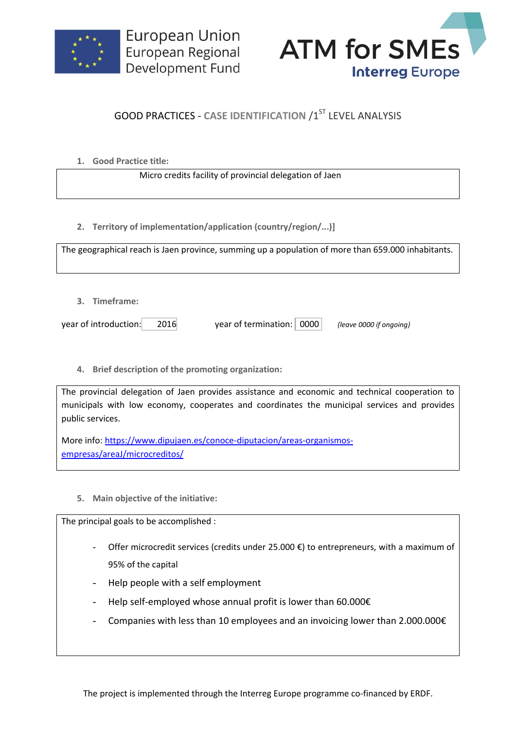European Union
European Regional
Development Fund

ATM for SMEs
Interreg Europe

# GOOD PRACTICES - CASE IDENTIFICATION /1[ST] LEVEL ANALYSIS

**1. Good Practice title:**

Micro credits facility of provincial delegation of Jaen

**2. Territory of implementation/application (country/region/...)]**

The geographical reach is Jaen province, summing up a population of more than 659.000 inhabitants.

**3. Timeframe:**

year of introduction: 2016 year of termination: 0000 *(leave 0000 if ongoing)*

**4. Brief description of the promoting organization:**

The provincial delegation of Jaen provides assistance and economic and technical cooperation to municipals with low economy, cooperates and coordinates the municipal services and provides public services.

More info: https://www.dipujaen.es/conoce-diputacion/areas-organismos-empresas/areaJ/microcreditos/

**5. Main objective of the initiative:**

The principal goals to be accomplished :

- Offer microcredit services (credits under 25.000 €) to entrepreneurs, with a maximum of 95% of the capital
- Help people with a self employment
- Help self-employed whose annual profit is lower than 60.000€
- Companies with less than 10 employees and an invoicing lower than 2.000.000€

The project is implemented through the Interreg Europe programme co-financed by ERDF.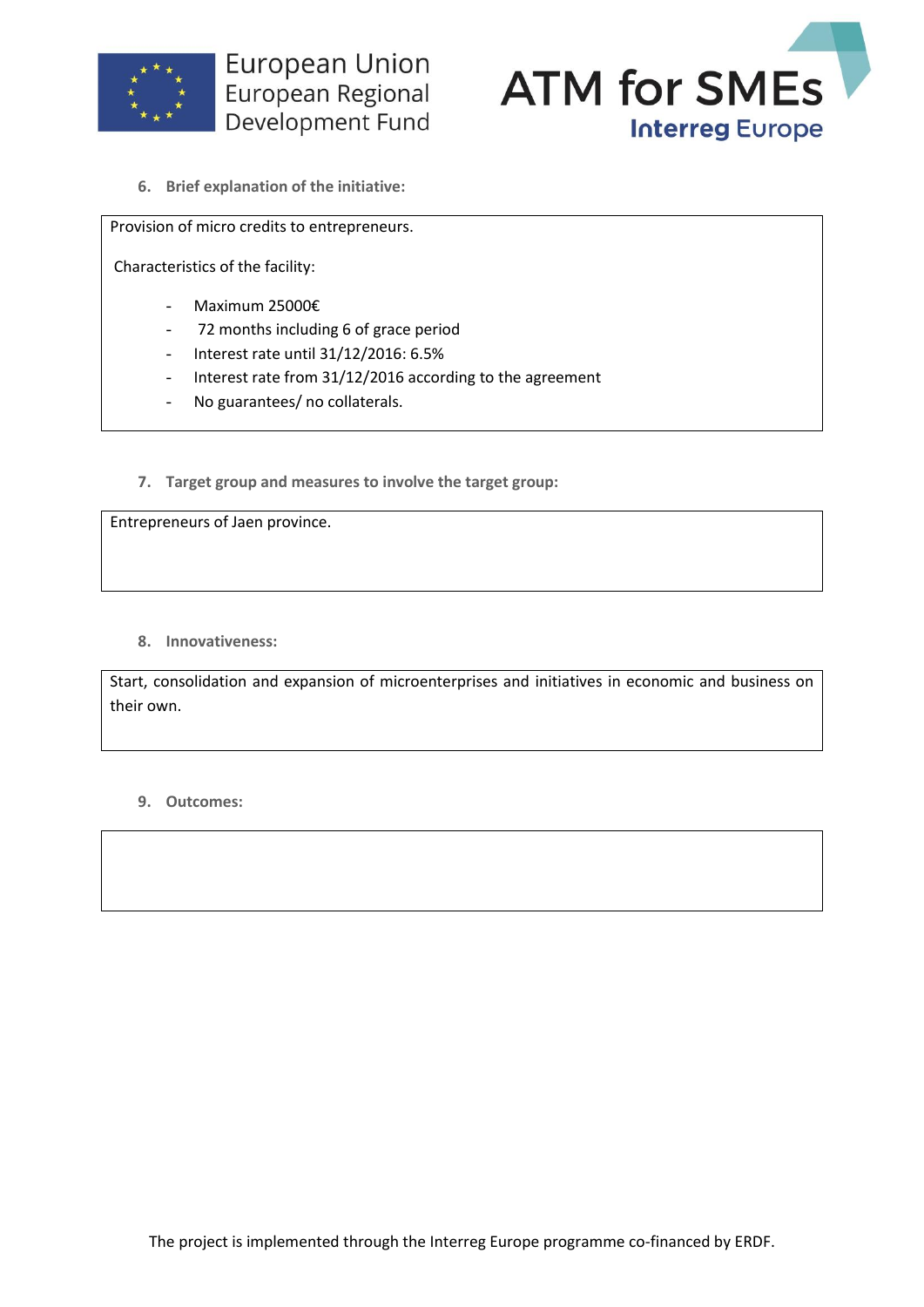**6. Brief explanation of the initiative:**

Provision of micro credits to entrepreneurs.

Characteristics of the facility:

- Maximum 25000€
- 72 months including 6 of grace period
- Interest rate until 31/12/2016: 6.5%
- Interest rate from 31/12/2016 according to the agreement
- No guarantees/ no collaterals.

**7. Target group and measures to involve the target group:**

Entrepreneurs of Jaen province.

**8. Innovativeness:**

Start, consolidation and expansion of microenterprises and initiatives in economic and business on their own.

**9. Outcomes:**